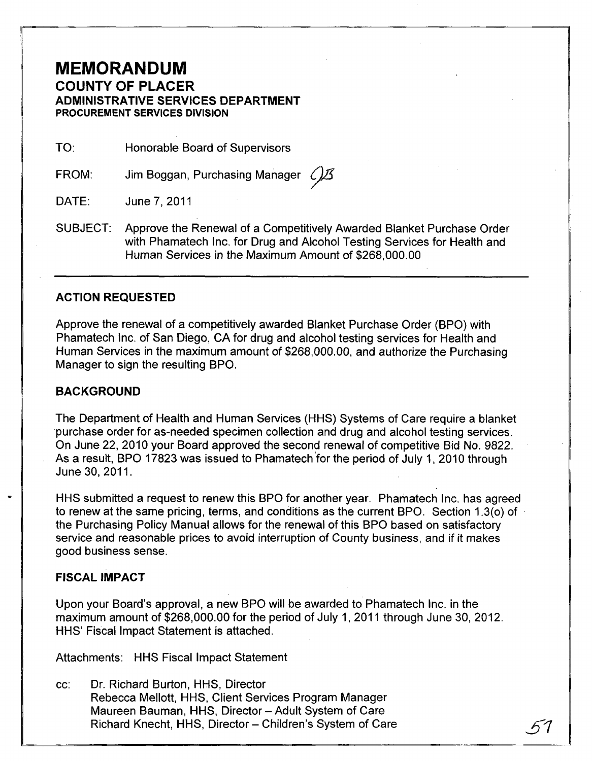# MEMORANDUM
## COUNTY OF PLACER
### ADMINISTRATIVE SERVICES DEPARTMENT
**PROCUREMENT SERVICES DIVISION**

TO: Honorable Board of Supervisors

FROM: Jim Boggan, Purchasing Manager

DATE: June 7, 2011

SUBJECT: Approve the Renewal of a Competitively Awarded Blanket Purchase Order with Phamatech Inc. for Drug and Alcohol Testing Services for Health and Human Services in the Maximum Amount of $268,000.00

---

### ACTION REQUESTED

Approve the renewal of a competitively awarded Blanket Purchase Order (BPO) with Phamatech Inc. of San Diego, CA for drug and alcohol testing services for Health and Human Services in the maximum amount of $268,000.00, and authorize the Purchasing Manager to sign the resulting BPO.

### BACKGROUND

The Department of Health and Human Services (HHS) Systems of Care require a blanket purchase order for as-needed specimen collection and drug and alcohol testing services. On June 22, 2010 your Board approved the second renewal of competitive Bid No. 9822. As a result, BPO 17823 was issued to Phamatech for the period of July 1, 2010 through June 30, 2011.

HHS submitted a request to renew this BPO for another year. Phamatech Inc. has agreed to renew at the same pricing, terms, and conditions as the current BPO. Section 1.3(o) of the Purchasing Policy Manual allows for the renewal of this BPO based on satisfactory service and reasonable prices to avoid interruption of County business, and if it makes good business sense.

### FISCAL IMPACT

Upon your Board's approval, a new BPO will be awarded to Phamatech Inc. in the maximum amount of $268,000.00 for the period of July 1, 2011 through June 30, 2012. HHS' Fiscal Impact Statement is attached.

Attachments: HHS Fiscal Impact Statement

cc: Dr. Richard Burton, HHS, Director
Rebecca Mellott, HHS, Client Services Program Manager
Maureen Bauman, HHS, Director – Adult System of Care
Richard Knecht, HHS, Director – Children's System of Care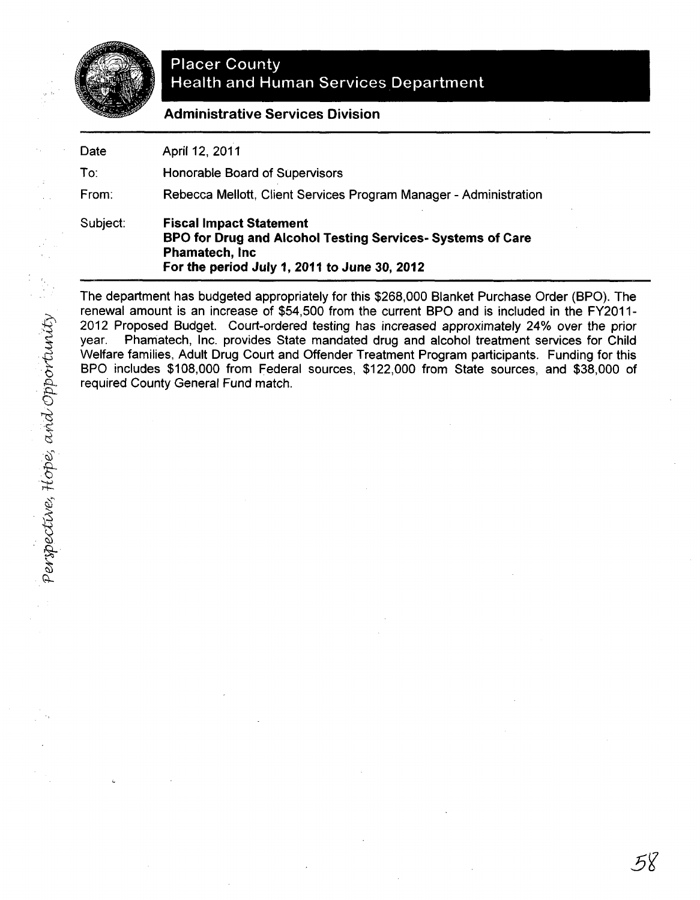# Placer County
## Health and Human Services Department

### Administrative Services Division

| | |
|---|---|
| Date | April 12, 2011 |
| To: | Honorable Board of Supervisors |
| From: | Rebecca Mellott, Client Services Program Manager - Administration |
| Subject: | **Fiscal Impact Statement**<br>**BPO for Drug and Alcohol Testing Services- Systems of Care**<br>**Phamatech, Inc**<br>**For the period July 1, 2011 to June 30, 2012** |

The department has budgeted appropriately for this $268,000 Blanket Purchase Order (BPO). The renewal amount is an increase of $54,500 from the current BPO and is included in the FY2011-2012 Proposed Budget. Court-ordered testing has increased approximately 24% over the prior year. Phamatech, Inc. provides State mandated drug and alcohol treatment services for Child Welfare families, Adult Drug Court and Offender Treatment Program participants. Funding for this BPO includes $108,000 from Federal sources, $122,000 from State sources, and $38,000 of required County General Fund match.

*Perspective, Hope, and Opportunity*